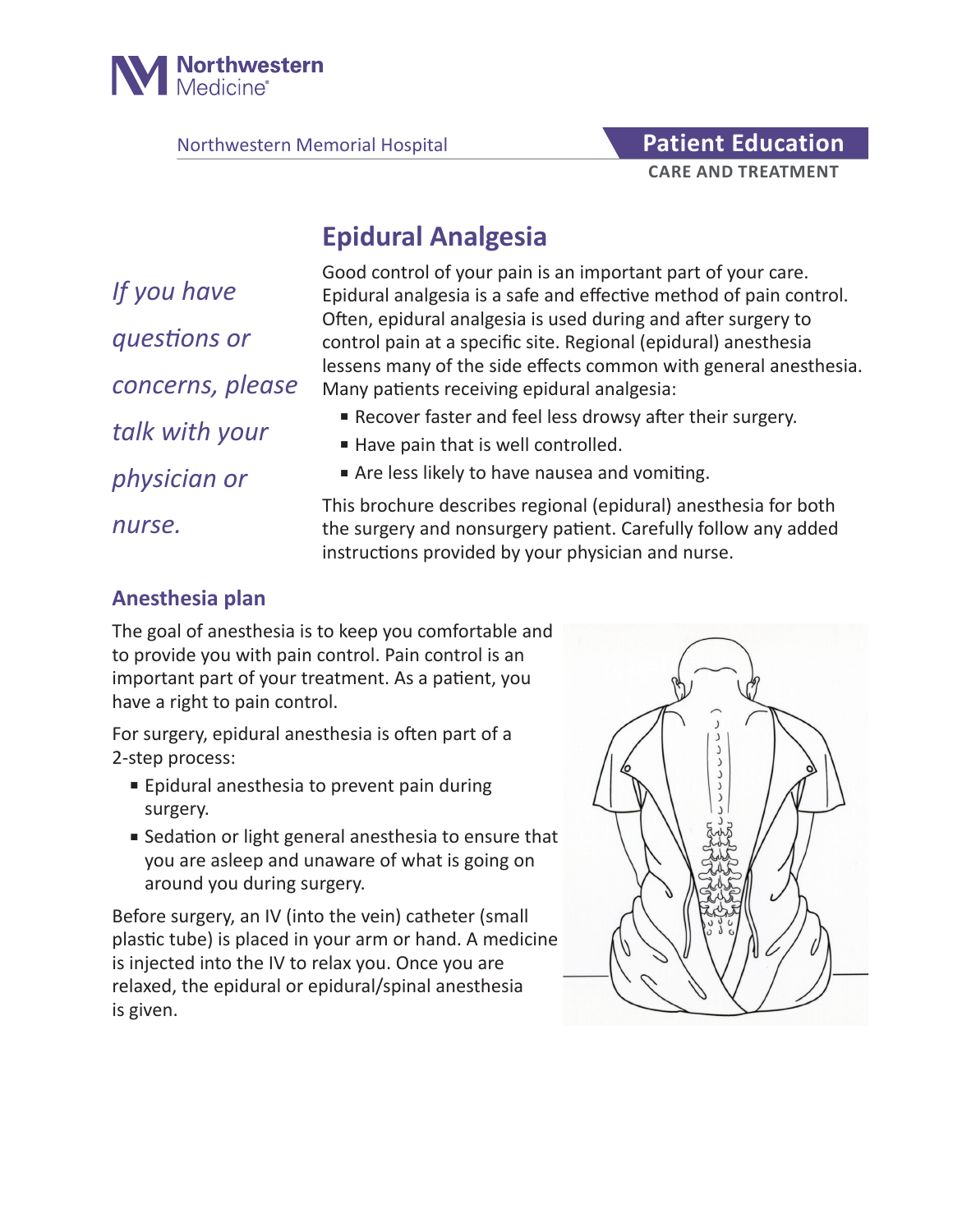Northwestern Medicine

Northwestern Memorial Hospital

**Patient Education**

**CARE AND TREATMENT**

# Epidural Analgesia

*If you have questions or concerns, please talk with your physician or nurse.*

Good control of your pain is an important part of your care. Epidural analgesia is a safe and effective method of pain control. Often, epidural analgesia is used during and after surgery to control pain at a specific site. Regional (epidural) anesthesia lessens many of the side effects common with general anesthesia. Many patients receiving epidural analgesia:

- Recover faster and feel less drowsy after their surgery.
- Have pain that is well controlled.
- Are less likely to have nausea and vomiting.

This brochure describes regional (epidural) anesthesia for both the surgery and nonsurgery patient. Carefully follow any added instructions provided by your physician and nurse.

## Anesthesia plan

The goal of anesthesia is to keep you comfortable and to provide you with pain control. Pain control is an important part of your treatment. As a patient, you have a right to pain control.

For surgery, epidural anesthesia is often part of a 2-step process:

- Epidural anesthesia to prevent pain during surgery.
- Sedation or light general anesthesia to ensure that you are asleep and unaware of what is going on around you during surgery.

Before surgery, an IV (into the vein) catheter (small plastic tube) is placed in your arm or hand. A medicine is injected into the IV to relax you. Once you are relaxed, the epidural or epidural/spinal anesthesia is given.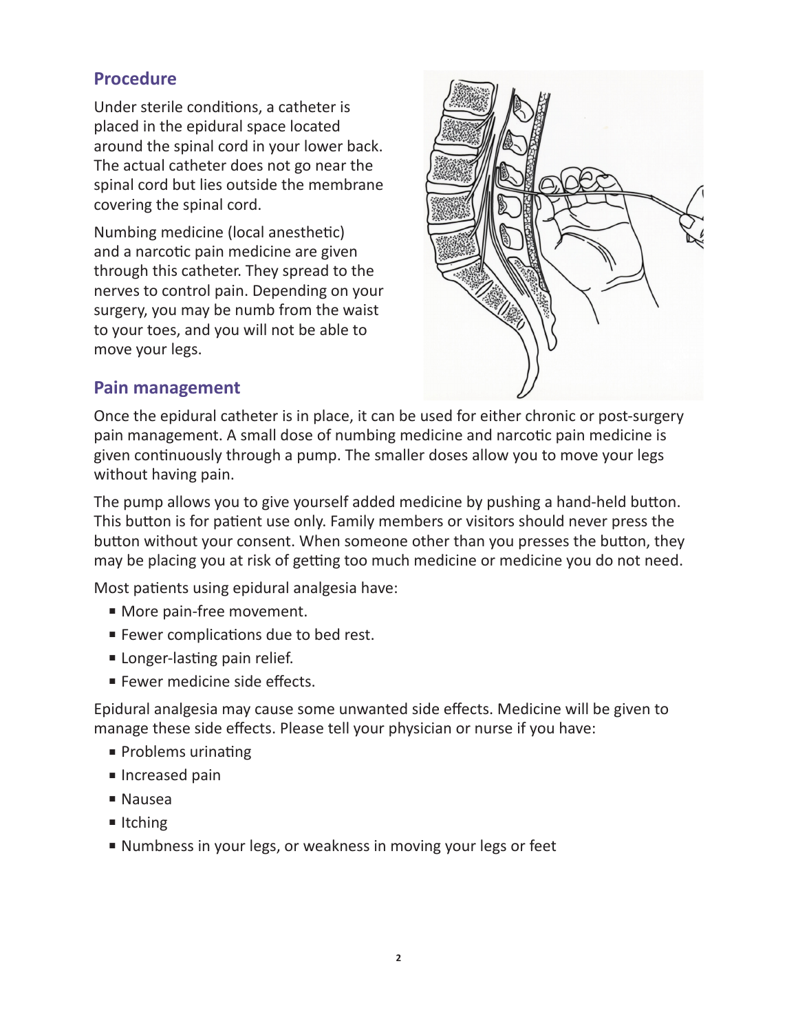## Procedure

Under sterile conditions, a catheter is placed in the epidural space located around the spinal cord in your lower back. The actual catheter does not go near the spinal cord but lies outside the membrane covering the spinal cord.

Numbing medicine (local anesthetic) and a narcotic pain medicine are given through this catheter. They spread to the nerves to control pain. Depending on your surgery, you may be numb from the waist to your toes, and you will not be able to move your legs.

## Pain management

Once the epidural catheter is in place, it can be used for either chronic or post-surgery pain management. A small dose of numbing medicine and narcotic pain medicine is given continuously through a pump. The smaller doses allow you to move your legs without having pain.

The pump allows you to give yourself added medicine by pushing a hand-held button. This button is for patient use only. Family members or visitors should never press the button without your consent. When someone other than you presses the button, they may be placing you at risk of getting too much medicine or medicine you do not need.

Most patients using epidural analgesia have:

- More pain-free movement.
- Fewer complications due to bed rest.
- Longer-lasting pain relief.
- Fewer medicine side effects.

Epidural analgesia may cause some unwanted side effects. Medicine will be given to manage these side effects. Please tell your physician or nurse if you have:

- Problems urinating
- Increased pain
- Nausea
- Itching
- Numbness in your legs, or weakness in moving your legs or feet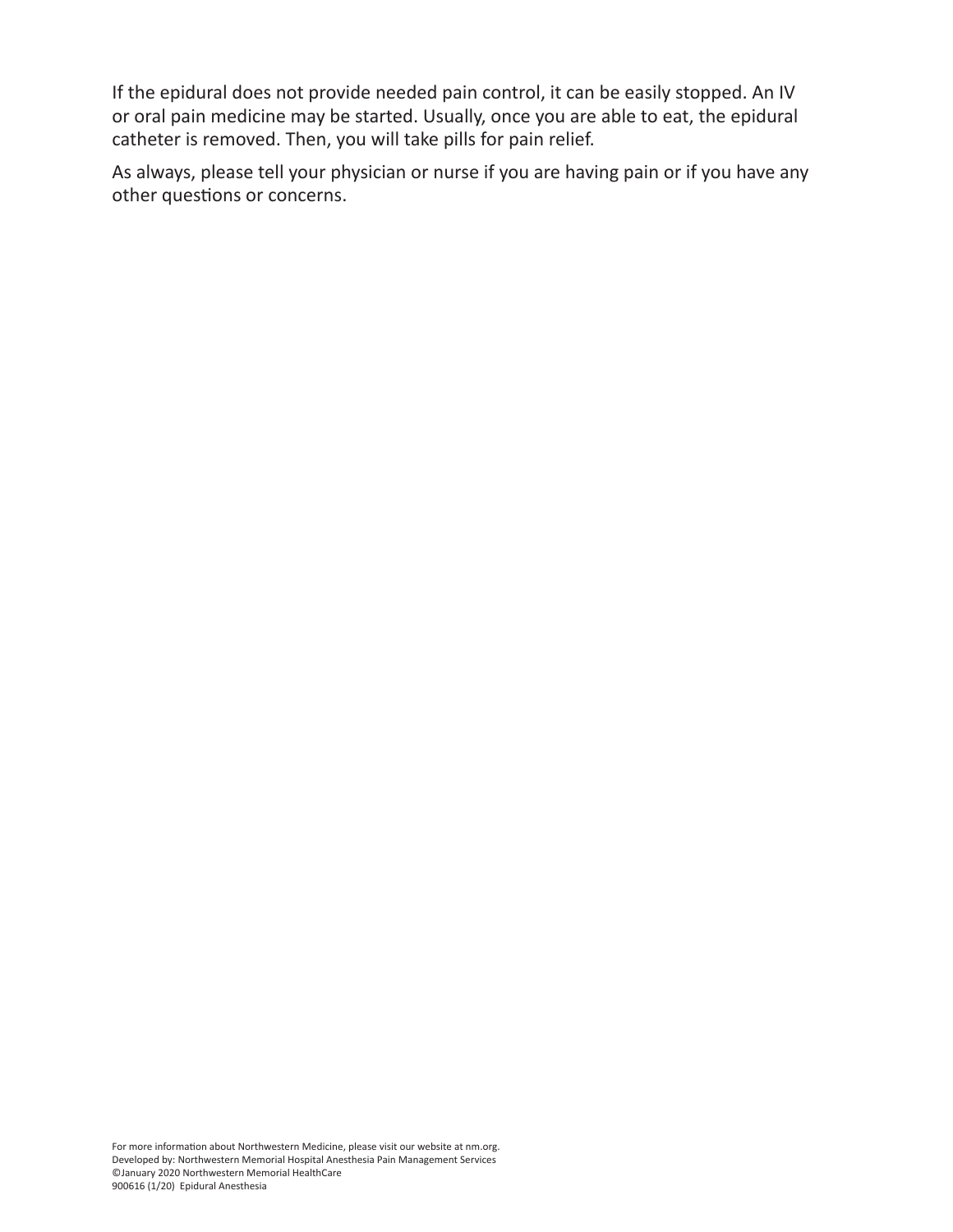If the epidural does not provide needed pain control, it can be easily stopped. An IV or oral pain medicine may be started. Usually, once you are able to eat, the epidural catheter is removed. Then, you will take pills for pain relief.

As always, please tell your physician or nurse if you are having pain or if you have any other questions or concerns.

For more information about Northwestern Medicine, please visit our website at nm.org.
Developed by: Northwestern Memorial Hospital Anesthesia Pain Management Services
©January 2020 Northwestern Memorial HealthCare
900616 (1/20) Epidural Anesthesia